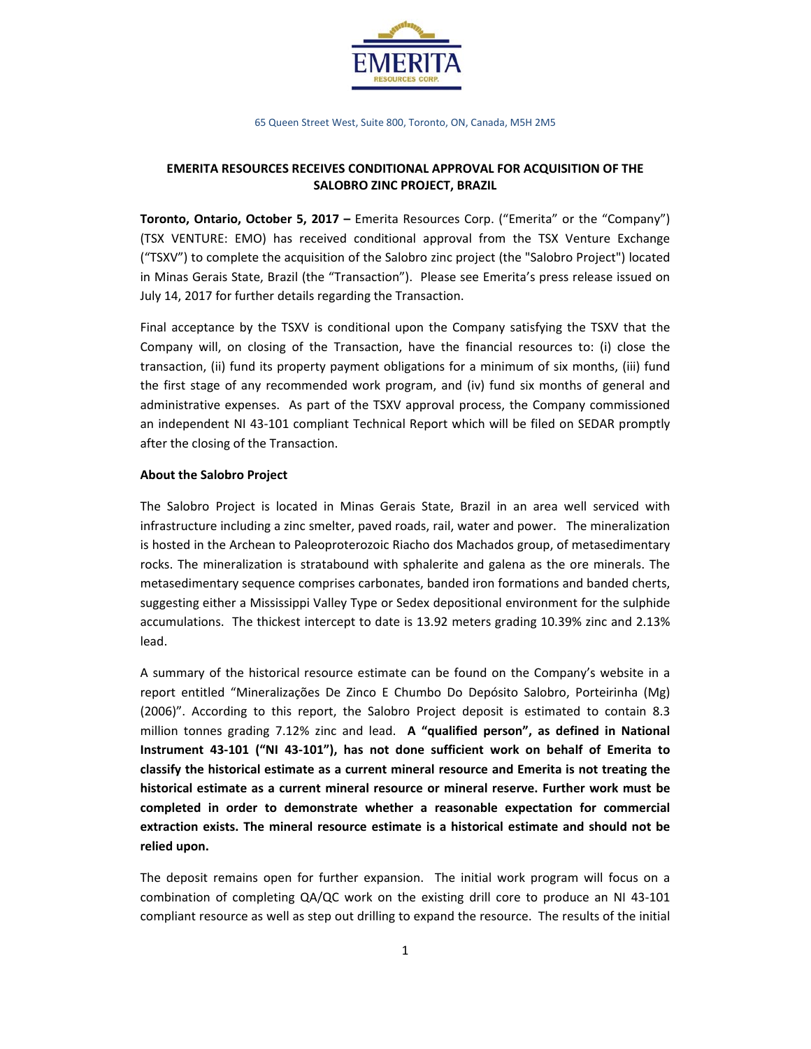EMERITA RESOURCES CORP.

65 Queen Street West, Suite 800, Toronto, ON, Canada, M5H 2M5

## EMERITA RESOURCES RECEIVES CONDITIONAL APPROVAL FOR ACQUISITION OF THE SALOBRO ZINC PROJECT, BRAZIL

**Toronto, Ontario, October 5, 2017 –** Emerita Resources Corp. ("Emerita" or the "Company") (TSX VENTURE: EMO) has received conditional approval from the TSX Venture Exchange ("TSXV") to complete the acquisition of the Salobro zinc project (the "Salobro Project") located in Minas Gerais State, Brazil (the "Transaction"). Please see Emerita's press release issued on July 14, 2017 for further details regarding the Transaction.

Final acceptance by the TSXV is conditional upon the Company satisfying the TSXV that the Company will, on closing of the Transaction, have the financial resources to: (i) close the transaction, (ii) fund its property payment obligations for a minimum of six months, (iii) fund the first stage of any recommended work program, and (iv) fund six months of general and administrative expenses. As part of the TSXV approval process, the Company commissioned an independent NI 43-101 compliant Technical Report which will be filed on SEDAR promptly after the closing of the Transaction.

**About the Salobro Project**

The Salobro Project is located in Minas Gerais State, Brazil in an area well serviced with infrastructure including a zinc smelter, paved roads, rail, water and power. The mineralization is hosted in the Archean to Paleoproterozoic Riacho dos Machados group, of metasedimentary rocks. The mineralization is stratabound with sphalerite and galena as the ore minerals. The metasedimentary sequence comprises carbonates, banded iron formations and banded cherts, suggesting either a Mississippi Valley Type or Sedex depositional environment for the sulphide accumulations. The thickest intercept to date is 13.92 meters grading 10.39% zinc and 2.13% lead.

A summary of the historical resource estimate can be found on the Company's website in a report entitled "Mineralizações De Zinco E Chumbo Do Depósito Salobro, Porteirinha (Mg) (2006)". According to this report, the Salobro Project deposit is estimated to contain 8.3 million tonnes grading 7.12% zinc and lead. **A "qualified person", as defined in National Instrument 43-101 ("NI 43-101"), has not done sufficient work on behalf of Emerita to classify the historical estimate as a current mineral resource and Emerita is not treating the historical estimate as a current mineral resource or mineral reserve. Further work must be completed in order to demonstrate whether a reasonable expectation for commercial extraction exists. The mineral resource estimate is a historical estimate and should not be relied upon.**

The deposit remains open for further expansion. The initial work program will focus on a combination of completing QA/QC work on the existing drill core to produce an NI 43-101 compliant resource as well as step out drilling to expand the resource. The results of the initial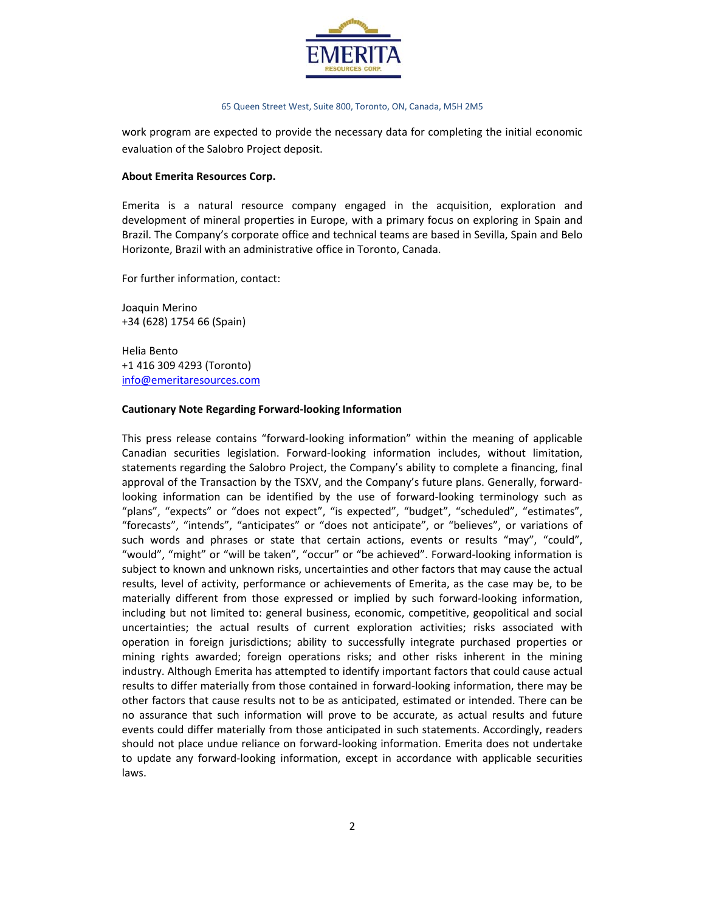work program are expected to provide the necessary data for completing the initial economic evaluation of the Salobro Project deposit.

**About Emerita Resources Corp.**

Emerita is a natural resource company engaged in the acquisition, exploration and development of mineral properties in Europe, with a primary focus on exploring in Spain and Brazil. The Company's corporate office and technical teams are based in Sevilla, Spain and Belo Horizonte, Brazil with an administrative office in Toronto, Canada.

For further information, contact:

Joaquin Merino
+34 (628) 1754 66 (Spain)

Helia Bento
+1 416 309 4293 (Toronto)
info@emeritaresources.com

**Cautionary Note Regarding Forward-looking Information**

This press release contains "forward-looking information" within the meaning of applicable Canadian securities legislation. Forward-looking information includes, without limitation, statements regarding the Salobro Project, the Company's ability to complete a financing, final approval of the Transaction by the TSXV, and the Company's future plans. Generally, forward-looking information can be identified by the use of forward-looking terminology such as "plans", "expects" or "does not expect", "is expected", "budget", "scheduled", "estimates", "forecasts", "intends", "anticipates" or "does not anticipate", or "believes", or variations of such words and phrases or state that certain actions, events or results "may", "could", "would", "might" or "will be taken", "occur" or "be achieved". Forward-looking information is subject to known and unknown risks, uncertainties and other factors that may cause the actual results, level of activity, performance or achievements of Emerita, as the case may be, to be materially different from those expressed or implied by such forward-looking information, including but not limited to: general business, economic, competitive, geopolitical and social uncertainties; the actual results of current exploration activities; risks associated with operation in foreign jurisdictions; ability to successfully integrate purchased properties or mining rights awarded; foreign operations risks; and other risks inherent in the mining industry. Although Emerita has attempted to identify important factors that could cause actual results to differ materially from those contained in forward-looking information, there may be other factors that cause results not to be as anticipated, estimated or intended. There can be no assurance that such information will prove to be accurate, as actual results and future events could differ materially from those anticipated in such statements. Accordingly, readers should not place undue reliance on forward-looking information. Emerita does not undertake to update any forward-looking information, except in accordance with applicable securities laws.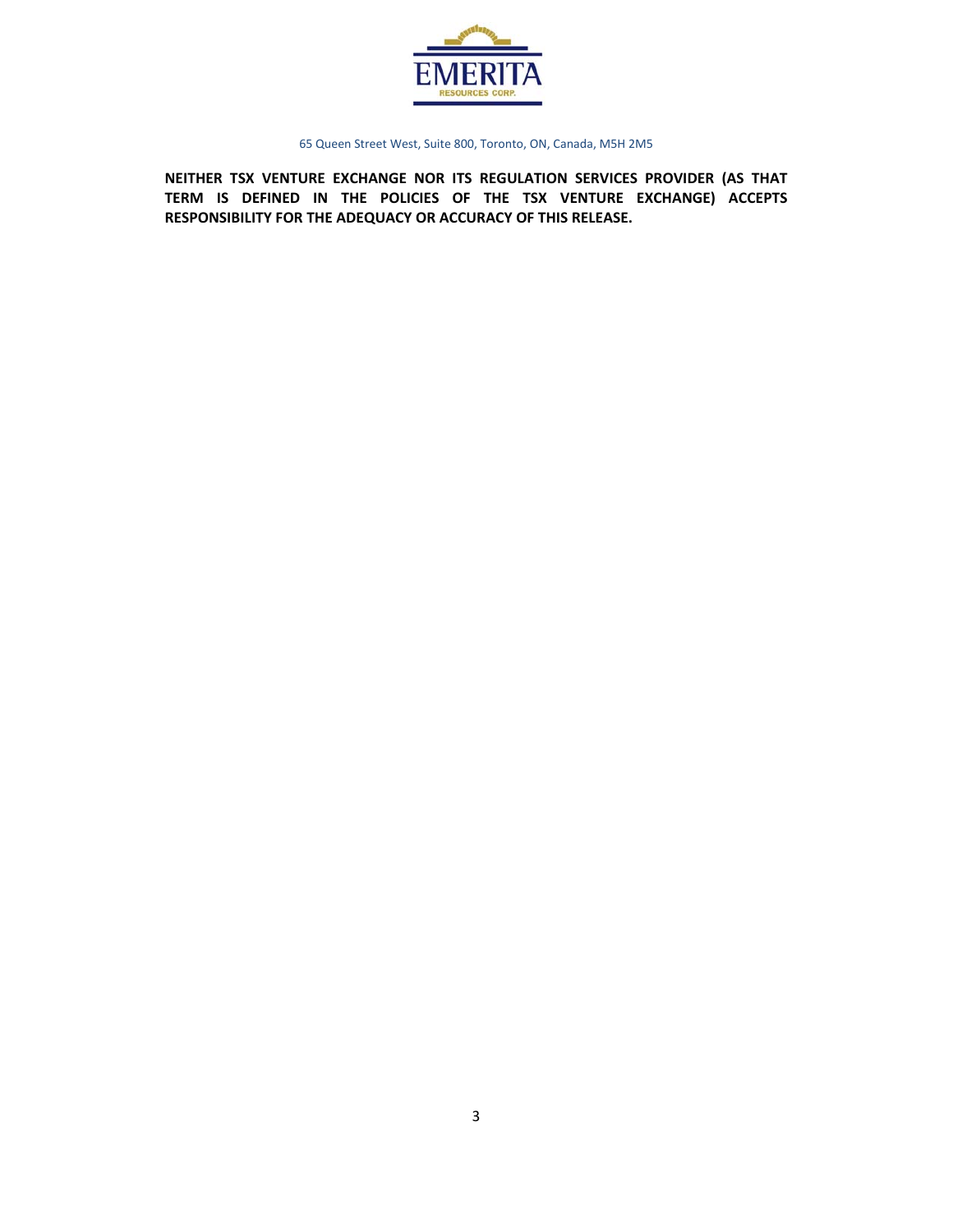65 Queen Street West, Suite 800, Toronto, ON, Canada, M5H 2M5

**NEITHER TSX VENTURE EXCHANGE NOR ITS REGULATION SERVICES PROVIDER (AS THAT TERM IS DEFINED IN THE POLICIES OF THE TSX VENTURE EXCHANGE) ACCEPTS RESPONSIBILITY FOR THE ADEQUACY OR ACCURACY OF THIS RELEASE.**